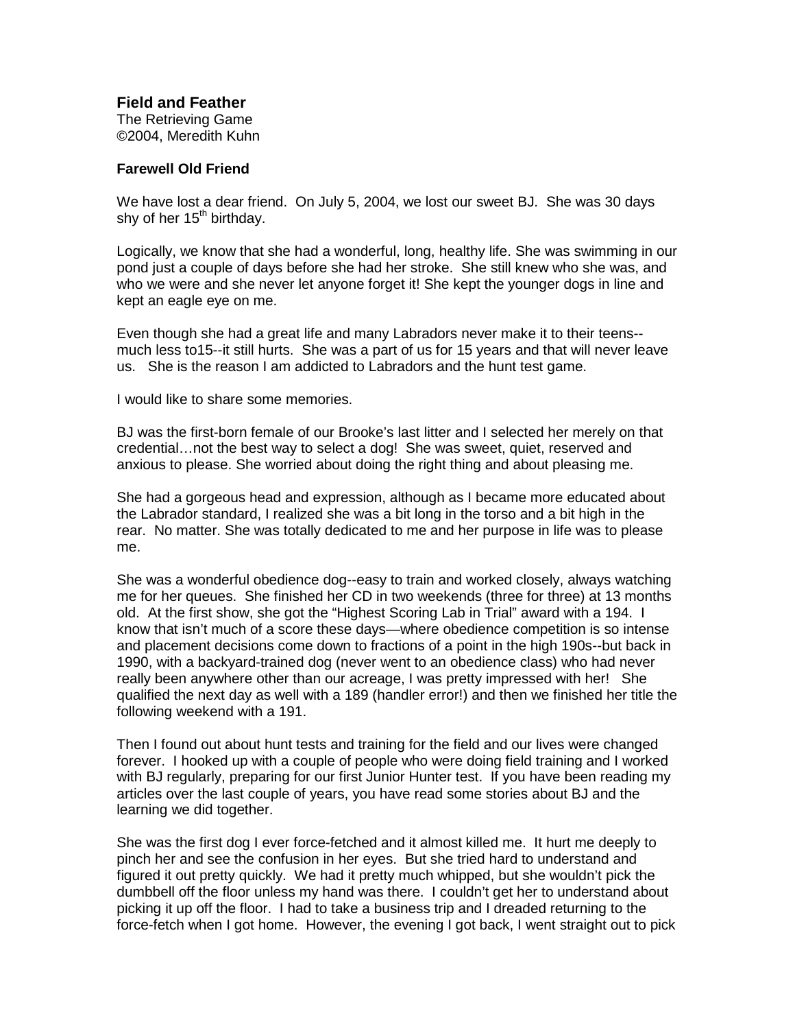**Field and Feather**
The Retrieving Game
©2004, Meredith Kuhn

**Farewell Old Friend**

We have lost a dear friend. On July 5, 2004, we lost our sweet BJ. She was 30 days shy of her 15th birthday.

Logically, we know that she had a wonderful, long, healthy life. She was swimming in our pond just a couple of days before she had her stroke. She still knew who she was, and who we were and she never let anyone forget it! She kept the younger dogs in line and kept an eagle eye on me.

Even though she had a great life and many Labradors never make it to their teens--much less to15--it still hurts. She was a part of us for 15 years and that will never leave us. She is the reason I am addicted to Labradors and the hunt test game.

I would like to share some memories.

BJ was the first-born female of our Brooke's last litter and I selected her merely on that credential…not the best way to select a dog! She was sweet, quiet, reserved and anxious to please. She worried about doing the right thing and about pleasing me.

She had a gorgeous head and expression, although as I became more educated about the Labrador standard, I realized she was a bit long in the torso and a bit high in the rear. No matter. She was totally dedicated to me and her purpose in life was to please me.

She was a wonderful obedience dog--easy to train and worked closely, always watching me for her queues. She finished her CD in two weekends (three for three) at 13 months old. At the first show, she got the "Highest Scoring Lab in Trial" award with a 194. I know that isn't much of a score these days—where obedience competition is so intense and placement decisions come down to fractions of a point in the high 190s--but back in 1990, with a backyard-trained dog (never went to an obedience class) who had never really been anywhere other than our acreage, I was pretty impressed with her! She qualified the next day as well with a 189 (handler error!) and then we finished her title the following weekend with a 191.

Then I found out about hunt tests and training for the field and our lives were changed forever. I hooked up with a couple of people who were doing field training and I worked with BJ regularly, preparing for our first Junior Hunter test. If you have been reading my articles over the last couple of years, you have read some stories about BJ and the learning we did together.

She was the first dog I ever force-fetched and it almost killed me. It hurt me deeply to pinch her and see the confusion in her eyes. But she tried hard to understand and figured it out pretty quickly. We had it pretty much whipped, but she wouldn't pick the dumbbell off the floor unless my hand was there. I couldn't get her to understand about picking it up off the floor. I had to take a business trip and I dreaded returning to the force-fetch when I got home. However, the evening I got back, I went straight out to pick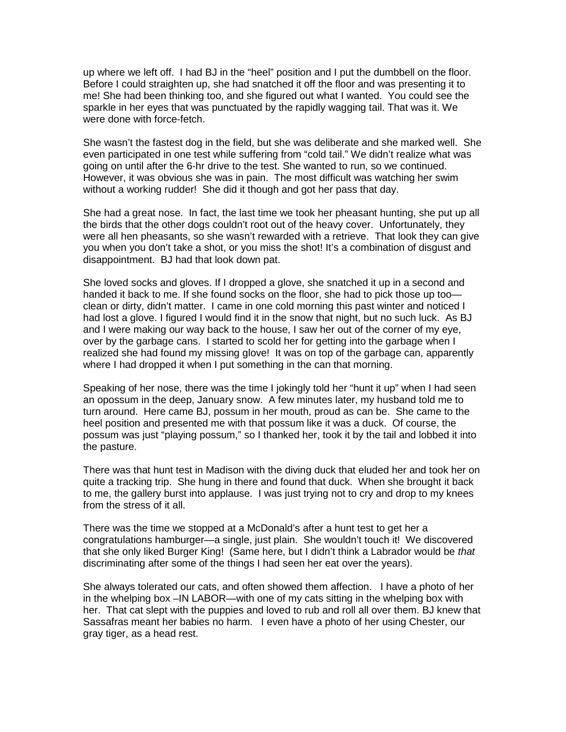up where we left off. I had BJ in the "heel" position and I put the dumbbell on the floor. Before I could straighten up, she had snatched it off the floor and was presenting it to me! She had been thinking too, and she figured out what I wanted. You could see the sparkle in her eyes that was punctuated by the rapidly wagging tail. That was it. We were done with force-fetch.

She wasn't the fastest dog in the field, but she was deliberate and she marked well. She even participated in one test while suffering from "cold tail." We didn't realize what was going on until after the 6-hr drive to the test. She wanted to run, so we continued. However, it was obvious she was in pain. The most difficult was watching her swim without a working rudder! She did it though and got her pass that day.

She had a great nose. In fact, the last time we took her pheasant hunting, she put up all the birds that the other dogs couldn't root out of the heavy cover. Unfortunately, they were all hen pheasants, so she wasn't rewarded with a retrieve. That look they can give you when you don't take a shot, or you miss the shot! It's a combination of disgust and disappointment. BJ had that look down pat.

She loved socks and gloves. If I dropped a glove, she snatched it up in a second and handed it back to me. If she found socks on the floor, she had to pick those up too—clean or dirty, didn't matter. I came in one cold morning this past winter and noticed I had lost a glove. I figured I would find it in the snow that night, but no such luck. As BJ and I were making our way back to the house, I saw her out of the corner of my eye, over by the garbage cans. I started to scold her for getting into the garbage when I realized she had found my missing glove! It was on top of the garbage can, apparently where I had dropped it when I put something in the can that morning.

Speaking of her nose, there was the time I jokingly told her "hunt it up" when I had seen an opossum in the deep, January snow. A few minutes later, my husband told me to turn around. Here came BJ, possum in her mouth, proud as can be. She came to the heel position and presented me with that possum like it was a duck. Of course, the possum was just "playing possum," so I thanked her, took it by the tail and lobbed it into the pasture.

There was that hunt test in Madison with the diving duck that eluded her and took her on quite a tracking trip. She hung in there and found that duck. When she brought it back to me, the gallery burst into applause. I was just trying not to cry and drop to my knees from the stress of it all.

There was the time we stopped at a McDonald's after a hunt test to get her a congratulations hamburger—a single, just plain. She wouldn't touch it! We discovered that she only liked Burger King! (Same here, but I didn't think a Labrador would be *that* discriminating after some of the things I had seen her eat over the years).

She always tolerated our cats, and often showed them affection. I have a photo of her in the whelping box –IN LABOR—with one of my cats sitting in the whelping box with her. That cat slept with the puppies and loved to rub and roll all over them. BJ knew that Sassafras meant her babies no harm. I even have a photo of her using Chester, our gray tiger, as a head rest.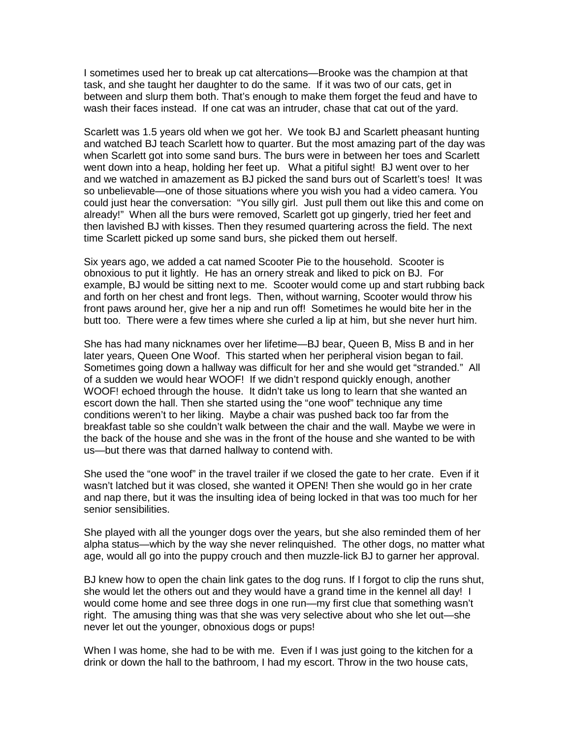I sometimes used her to break up cat altercations—Brooke was the champion at that task, and she taught her daughter to do the same. If it was two of our cats, get in between and slurp them both. That's enough to make them forget the feud and have to wash their faces instead. If one cat was an intruder, chase that cat out of the yard.

Scarlett was 1.5 years old when we got her. We took BJ and Scarlett pheasant hunting and watched BJ teach Scarlett how to quarter. But the most amazing part of the day was when Scarlett got into some sand burs. The burs were in between her toes and Scarlett went down into a heap, holding her feet up. What a pitiful sight! BJ went over to her and we watched in amazement as BJ picked the sand burs out of Scarlett's toes! It was so unbelievable—one of those situations where you wish you had a video camera. You could just hear the conversation: "You silly girl. Just pull them out like this and come on already!" When all the burs were removed, Scarlett got up gingerly, tried her feet and then lavished BJ with kisses. Then they resumed quartering across the field. The next time Scarlett picked up some sand burs, she picked them out herself.

Six years ago, we added a cat named Scooter Pie to the household. Scooter is obnoxious to put it lightly. He has an ornery streak and liked to pick on BJ. For example, BJ would be sitting next to me. Scooter would come up and start rubbing back and forth on her chest and front legs. Then, without warning, Scooter would throw his front paws around her, give her a nip and run off! Sometimes he would bite her in the butt too. There were a few times where she curled a lip at him, but she never hurt him.

She has had many nicknames over her lifetime—BJ bear, Queen B, Miss B and in her later years, Queen One Woof. This started when her peripheral vision began to fail. Sometimes going down a hallway was difficult for her and she would get "stranded." All of a sudden we would hear WOOF! If we didn't respond quickly enough, another WOOF! echoed through the house. It didn't take us long to learn that she wanted an escort down the hall. Then she started using the "one woof" technique any time conditions weren't to her liking. Maybe a chair was pushed back too far from the breakfast table so she couldn't walk between the chair and the wall. Maybe we were in the back of the house and she was in the front of the house and she wanted to be with us—but there was that darned hallway to contend with.

She used the "one woof" in the travel trailer if we closed the gate to her crate. Even if it wasn't latched but it was closed, she wanted it OPEN! Then she would go in her crate and nap there, but it was the insulting idea of being locked in that was too much for her senior sensibilities.

She played with all the younger dogs over the years, but she also reminded them of her alpha status—which by the way she never relinquished. The other dogs, no matter what age, would all go into the puppy crouch and then muzzle-lick BJ to garner her approval.

BJ knew how to open the chain link gates to the dog runs. If I forgot to clip the runs shut, she would let the others out and they would have a grand time in the kennel all day! I would come home and see three dogs in one run—my first clue that something wasn't right. The amusing thing was that she was very selective about who she let out—she never let out the younger, obnoxious dogs or pups!

When I was home, she had to be with me. Even if I was just going to the kitchen for a drink or down the hall to the bathroom, I had my escort. Throw in the two house cats,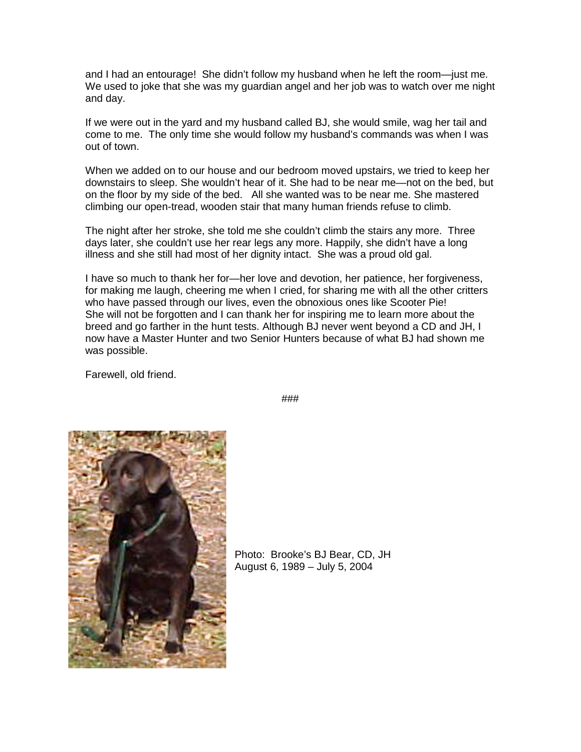and I had an entourage! She didn't follow my husband when he left the room—just me. We used to joke that she was my guardian angel and her job was to watch over me night and day.

If we were out in the yard and my husband called BJ, she would smile, wag her tail and come to me. The only time she would follow my husband's commands was when I was out of town.

When we added on to our house and our bedroom moved upstairs, we tried to keep her downstairs to sleep. She wouldn't hear of it. She had to be near me—not on the bed, but on the floor by my side of the bed. All she wanted was to be near me. She mastered climbing our open-tread, wooden stair that many human friends refuse to climb.

The night after her stroke, she told me she couldn't climb the stairs any more. Three days later, she couldn't use her rear legs any more. Happily, she didn't have a long illness and she still had most of her dignity intact. She was a proud old gal.

I have so much to thank her for—her love and devotion, her patience, her forgiveness, for making me laugh, cheering me when I cried, for sharing me with all the other critters who have passed through our lives, even the obnoxious ones like Scooter Pie! She will not be forgotten and I can thank her for inspiring me to learn more about the breed and go farther in the hunt tests. Although BJ never went beyond a CD and JH, I now have a Master Hunter and two Senior Hunters because of what BJ had shown me was possible.

Farewell, old friend.

###

Photo: Brooke's BJ Bear, CD, JH
August 6, 1989 – July 5, 2004